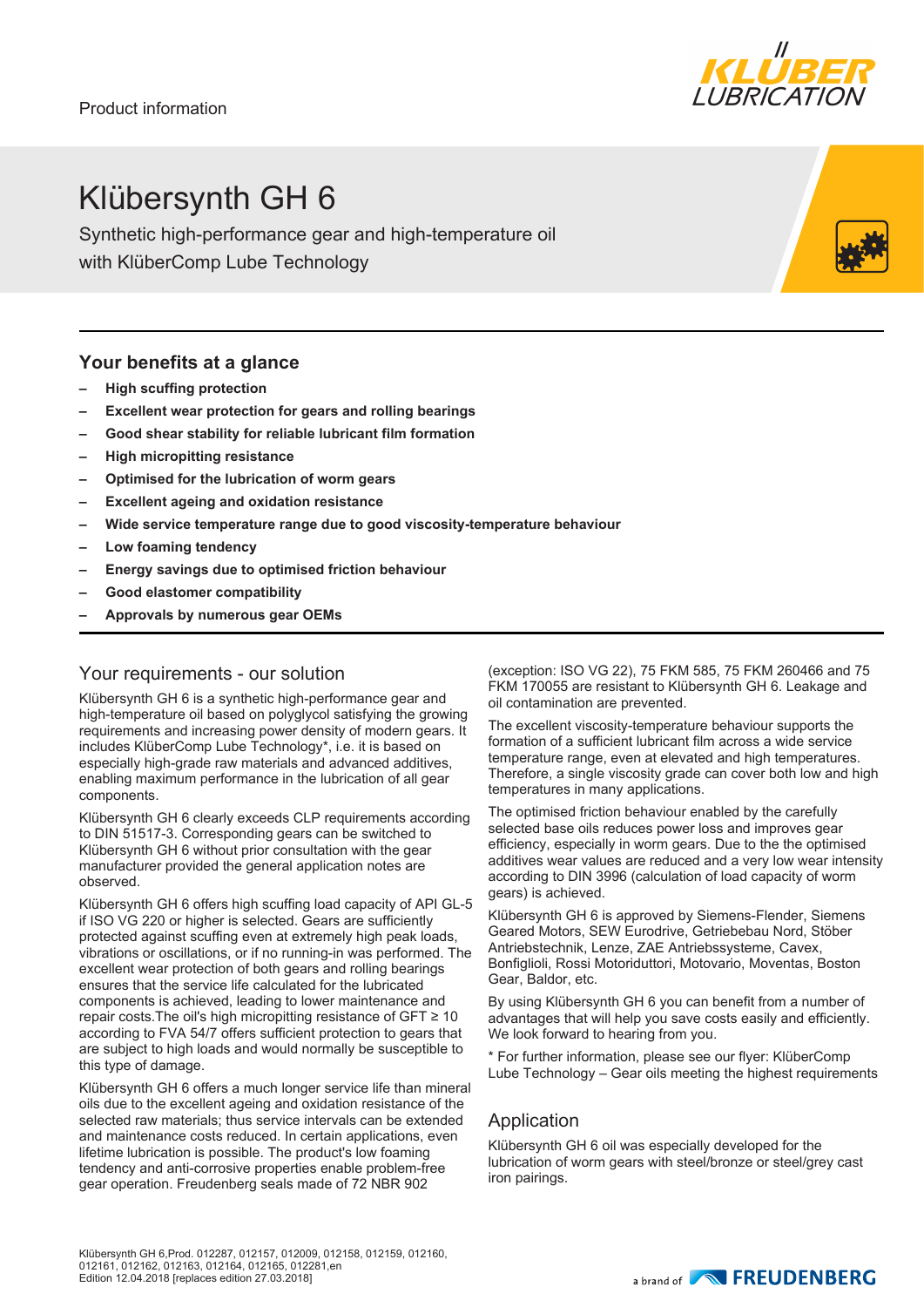Product information

# Klübersynth GH 6

Synthetic high-performance gear and high-temperature oil with KlüberComp Lube Technology

## Your benefits at a glance

- **High scuffing protection**
- **Excellent wear protection for gears and rolling bearings**
- **Good shear stability for reliable lubricant film formation**
- **High micropitting resistance**
- **Optimised for the lubrication of worm gears**
- **Excellent ageing and oxidation resistance**
- **Wide service temperature range due to good viscosity-temperature behaviour**
- **Low foaming tendency**
- **Energy savings due to optimised friction behaviour**
- **Good elastomer compatibility**
- **Approvals by numerous gear OEMs**

## Your requirements - our solution

Klübersynth GH 6 is a synthetic high-performance gear and high-temperature oil based on polyglycol satisfying the growing requirements and increasing power density of modern gears. It includes KlüberComp Lube Technology*, i.e. it is based on especially high-grade raw materials and advanced additives, enabling maximum performance in the lubrication of all gear components.

Klübersynth GH 6 clearly exceeds CLP requirements according to DIN 51517-3. Corresponding gears can be switched to Klübersynth GH 6 without prior consultation with the gear manufacturer provided the general application notes are observed.

Klübersynth GH 6 offers high scuffing load capacity of API GL-5 if ISO VG 220 or higher is selected. Gears are sufficiently protected against scuffing even at extremely high peak loads, vibrations or oscillations, or if no running-in was performed. The excellent wear protection of both gears and rolling bearings ensures that the service life calculated for the lubricated components is achieved, leading to lower maintenance and repair costs.The oil's high micropitting resistance of GFT ≥ 10 according to FVA 54/7 offers sufficient protection to gears that are subject to high loads and would normally be susceptible to this type of damage.

Klübersynth GH 6 offers a much longer service life than mineral oils due to the excellent ageing and oxidation resistance of the selected raw materials; thus service intervals can be extended and maintenance costs reduced. In certain applications, even lifetime lubrication is possible. The product's low foaming tendency and anti-corrosive properties enable problem-free gear operation. Freudenberg seals made of 72 NBR 902 (exception: ISO VG 22), 75 FKM 585, 75 FKM 260466 and 75 FKM 170055 are resistant to Klübersynth GH 6. Leakage and oil contamination are prevented.

The excellent viscosity-temperature behaviour supports the formation of a sufficient lubricant film across a wide service temperature range, even at elevated and high temperatures. Therefore, a single viscosity grade can cover both low and high temperatures in many applications.

The optimised friction behaviour enabled by the carefully selected base oils reduces power loss and improves gear efficiency, especially in worm gears. Due to the the optimised additives wear values are reduced and a very low wear intensity according to DIN 3996 (calculation of load capacity of worm gears) is achieved.

Klübersynth GH 6 is approved by Siemens-Flender, Siemens Geared Motors, SEW Eurodrive, Getriebebau Nord, Stöber Antriebstechnik, Lenze, ZAE Antriebssysteme, Cavex, Bonfiglioli, Rossi Motoriduttori, Motovario, Moventas, Boston Gear, Baldor, etc.

By using Klübersynth GH 6 you can benefit from a number of advantages that will help you save costs easily and efficiently. We look forward to hearing from you.

* For further information, please see our flyer: KlüberComp Lube Technology – Gear oils meeting the highest requirements

## Application

Klübersynth GH 6 oil was especially developed for the lubrication of worm gears with steel/bronze or steel/grey cast iron pairings.

Klübersynth GH 6,Prod. 012287, 012157, 012009, 012158, 012159, 012160, 012161, 012162, 012163, 012164, 012165, 012281,en
Edition 12.04.2018 [replaces edition 27.03.2018]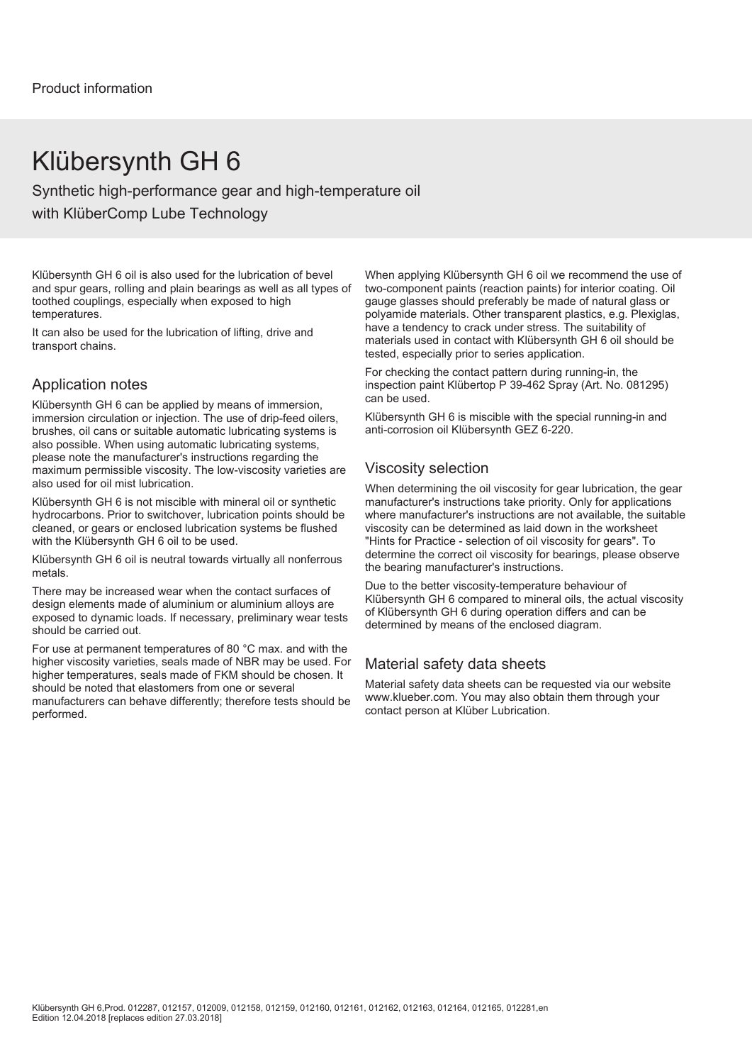Product information

# Klübersynth GH 6

Synthetic high-performance gear and high-temperature oil with KlüberComp Lube Technology

Klübersynth GH 6 oil is also used for the lubrication of bevel and spur gears, rolling and plain bearings as well as all types of toothed couplings, especially when exposed to high temperatures.

It can also be used for the lubrication of lifting, drive and transport chains.

## Application notes

Klübersynth GH 6 can be applied by means of immersion, immersion circulation or injection. The use of drip-feed oilers, brushes, oil cans or suitable automatic lubricating systems is also possible. When using automatic lubricating systems, please note the manufacturer's instructions regarding the maximum permissible viscosity. The low-viscosity varieties are also used for oil mist lubrication.

Klübersynth GH 6 is not miscible with mineral oil or synthetic hydrocarbons. Prior to switchover, lubrication points should be cleaned, or gears or enclosed lubrication systems be flushed with the Klübersynth GH 6 oil to be used.

Klübersynth GH 6 oil is neutral towards virtually all nonferrous metals.

There may be increased wear when the contact surfaces of design elements made of aluminium or aluminium alloys are exposed to dynamic loads. If necessary, preliminary wear tests should be carried out.

For use at permanent temperatures of 80 °C max. and with the higher viscosity varieties, seals made of NBR may be used. For higher temperatures, seals made of FKM should be chosen. It should be noted that elastomers from one or several manufacturers can behave differently; therefore tests should be performed.

When applying Klübersynth GH 6 oil we recommend the use of two-component paints (reaction paints) for interior coating. Oil gauge glasses should preferably be made of natural glass or polyamide materials. Other transparent plastics, e.g. Plexiglas, have a tendency to crack under stress. The suitability of materials used in contact with Klübersynth GH 6 oil should be tested, especially prior to series application.

For checking the contact pattern during running-in, the inspection paint Klübertop P 39-462 Spray (Art. No. 081295) can be used.

Klübersynth GH 6 is miscible with the special running-in and anti-corrosion oil Klübersynth GEZ 6-220.

## Viscosity selection

When determining the oil viscosity for gear lubrication, the gear manufacturer's instructions take priority. Only for applications where manufacturer's instructions are not available, the suitable viscosity can be determined as laid down in the worksheet "Hints for Practice - selection of oil viscosity for gears". To determine the correct oil viscosity for bearings, please observe the bearing manufacturer's instructions.

Due to the better viscosity-temperature behaviour of Klübersynth GH 6 compared to mineral oils, the actual viscosity of Klübersynth GH 6 during operation differs and can be determined by means of the enclosed diagram.

## Material safety data sheets

Material safety data sheets can be requested via our website www.klueber.com. You may also obtain them through your contact person at Klüber Lubrication.

Klübersynth GH 6,Prod. 012287, 012157, 012009, 012158, 012159, 012160, 012161, 012162, 012163, 012164, 012165, 012281,en
Edition 12.04.2018 [replaces edition 27.03.2018]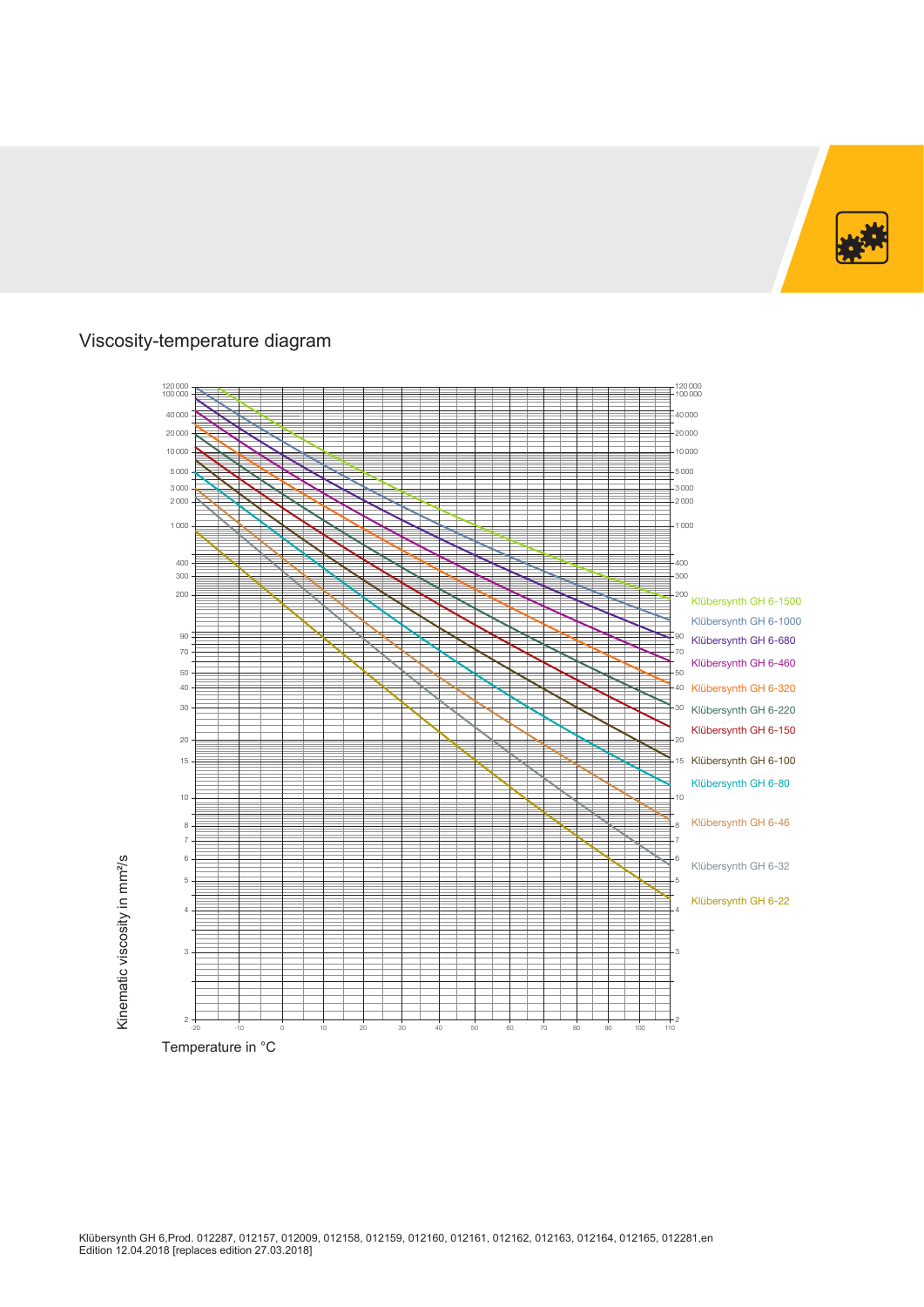## Viscosity-temperature diagram

Kinematic viscosity in mm²/s

Temperature in °C

Klübersynth GH 6-1500

Klübersynth GH 6-1000

Klübersynth GH 6-680

Klübersynth GH 6-460

Klübersynth GH 6-320

Klübersynth GH 6-220

Klübersynth GH 6-150

Klübersynth GH 6-100

Klübersynth GH 6-80

Klübersynth GH 6-46

Klübersynth GH 6-32

Klübersynth GH 6-22

Klübersynth GH 6,Prod. 012287, 012157, 012009, 012158, 012159, 012160, 012161, 012162, 012163, 012164, 012165, 012281,en
Edition 12.04.2018 [replaces edition 27.03.2018]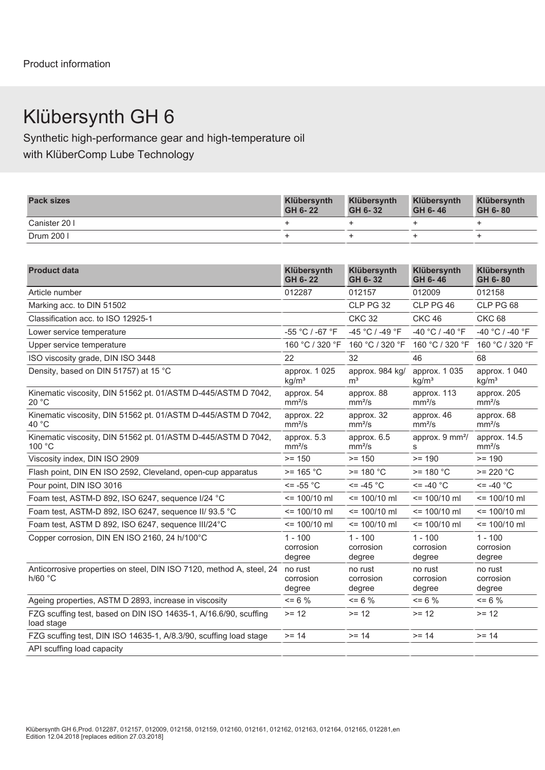Product information

# Klübersynth GH 6

Synthetic high-performance gear and high-temperature oil
with KlüberComp Lube Technology

| Pack sizes | Klübersynth GH 6- 22 | Klübersynth GH 6- 32 | Klübersynth GH 6- 46 | Klübersynth GH 6- 80 |
|---|---|---|---|---|
| Canister 20 l | + | + | + | + |
| Drum 200 l | + | + | + | + |

| Product data | Klübersynth GH 6- 22 | Klübersynth GH 6- 32 | Klübersynth GH 6- 46 | Klübersynth GH 6- 80 |
|---|---|---|---|---|
| Article number | 012287 | 012157 | 012009 | 012158 |
| Marking acc. to DIN 51502 | | CLP PG 32 | CLP PG 46 | CLP PG 68 |
| Classification acc. to ISO 12925-1 | | CKC 32 | CKC 46 | CKC 68 |
| Lower service temperature | -55 °C / -67 °F | -45 °C / -49 °F | -40 °C / -40 °F | -40 °C / -40 °F |
| Upper service temperature | 160 °C / 320 °F | 160 °C / 320 °F | 160 °C / 320 °F | 160 °C / 320 °F |
| ISO viscosity grade, DIN ISO 3448 | 22 | 32 | 46 | 68 |
| Density, based on DIN 51757) at 15 °C | approx. 1 025 kg/m³ | approx. 984 kg/m³ | approx. 1 035 kg/m³ | approx. 1 040 kg/m³ |
| Kinematic viscosity, DIN 51562 pt. 01/ASTM D-445/ASTM D 7042, 20 °C | approx. 54 mm²/s | approx. 88 mm²/s | approx. 113 mm²/s | approx. 205 mm²/s |
| Kinematic viscosity, DIN 51562 pt. 01/ASTM D-445/ASTM D 7042, 40 °C | approx. 22 mm²/s | approx. 32 mm²/s | approx. 46 mm²/s | approx. 68 mm²/s |
| Kinematic viscosity, DIN 51562 pt. 01/ASTM D-445/ASTM D 7042, 100 °C | approx. 5.3 mm²/s | approx. 6.5 mm²/s | approx. 9 mm²/s | approx. 14.5 mm²/s |
| Viscosity index, DIN ISO 2909 | >= 150 | >= 150 | >= 190 | >= 190 |
| Flash point, DIN EN ISO 2592, Cleveland, open-cup apparatus | >= 165 °C | >= 180 °C | >= 180 °C | >= 220 °C |
| Pour point, DIN ISO 3016 | <= -55 °C | <= -45 °C | <= -40 °C | <= -40 °C |
| Foam test, ASTM-D 892, ISO 6247, sequence I/24 °C | <= 100/10 ml | <= 100/10 ml | <= 100/10 ml | <= 100/10 ml |
| Foam test, ASTM-D 892, ISO 6247, sequence II/ 93.5 °C | <= 100/10 ml | <= 100/10 ml | <= 100/10 ml | <= 100/10 ml |
| Foam test, ASTM D 892, ISO 6247, sequence III/24°C | <= 100/10 ml | <= 100/10 ml | <= 100/10 ml | <= 100/10 ml |
| Copper corrosion, DIN EN ISO 2160, 24 h/100°C | 1 - 100 corrosion degree | 1 - 100 corrosion degree | 1 - 100 corrosion degree | 1 - 100 corrosion degree |
| Anticorrosive properties on steel, DIN ISO 7120, method A, steel, 24 h/60 °C | no rust corrosion degree | no rust corrosion degree | no rust corrosion degree | no rust corrosion degree |
| Ageing properties, ASTM D 2893, increase in viscosity | <= 6 % | <= 6 % | <= 6 % | <= 6 % |
| FZG scuffing test, based on DIN ISO 14635-1, A/16.6/90, scuffing load stage | >= 12 | >= 12 | >= 12 | >= 12 |
| FZG scuffing test, DIN ISO 14635-1, A/8.3/90, scuffing load stage | >= 14 | >= 14 | >= 14 | >= 14 |
| API scuffing load capacity | | | | |

Klübersynth GH 6,Prod. 012287, 012157, 012009, 012158, 012159, 012160, 012161, 012162, 012163, 012164, 012165, 012281,en
Edition 12.04.2018 [replaces edition 27.03.2018]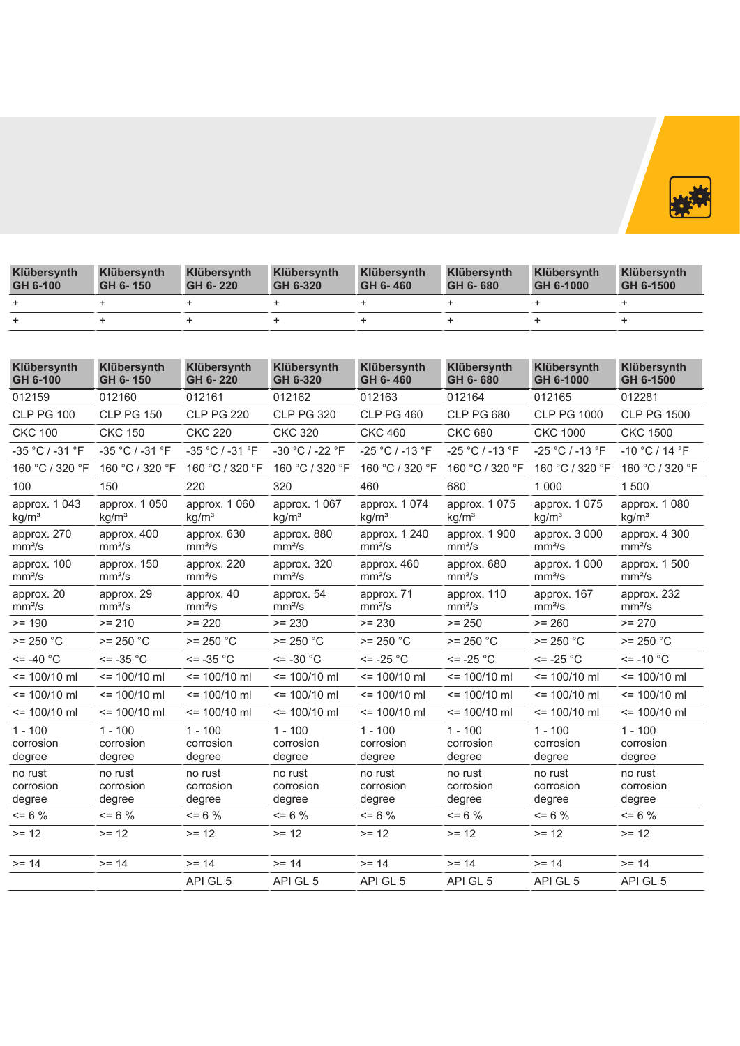| Klübersynth GH 6-100 | Klübersynth GH 6- 150 | Klübersynth GH 6- 220 | Klübersynth GH 6-320 | Klübersynth GH 6- 460 | Klübersynth GH 6- 680 | Klübersynth GH 6-1000 | Klübersynth GH 6-1500 |
|---|---|---|---|---|---|---|---|
| + | + | + | + | + | + | + | + |
| + | + | + | + | + | + | + | + |

| Klübersynth GH 6-100 | Klübersynth GH 6- 150 | Klübersynth GH 6- 220 | Klübersynth GH 6-320 | Klübersynth GH 6- 460 | Klübersynth GH 6- 680 | Klübersynth GH 6-1000 | Klübersynth GH 6-1500 |
|---|---|---|---|---|---|---|---|
| 012159 | 012160 | 012161 | 012162 | 012163 | 012164 | 012165 | 012281 |
| CLP PG 100 | CLP PG 150 | CLP PG 220 | CLP PG 320 | CLP PG 460 | CLP PG 680 | CLP PG 1000 | CLP PG 1500 |
| CKC 100 | CKC 150 | CKC 220 | CKC 320 | CKC 460 | CKC 680 | CKC 1000 | CKC 1500 |
| -35 °C / -31 °F | -35 °C / -31 °F | -35 °C / -31 °F | -30 °C / -22 °F | -25 °C / -13 °F | -25 °C / -13 °F | -25 °C / -13 °F | -10 °C / 14 °F |
| 160 °C / 320 °F | 160 °C / 320 °F | 160 °C / 320 °F | 160 °C / 320 °F | 160 °C / 320 °F | 160 °C / 320 °F | 160 °C / 320 °F | 160 °C / 320 °F |
| 100 | 150 | 220 | 320 | 460 | 680 | 1 000 | 1 500 |
| approx. 1 043 kg/m³ | approx. 1 050 kg/m³ | approx. 1 060 kg/m³ | approx. 1 067 kg/m³ | approx. 1 074 kg/m³ | approx. 1 075 kg/m³ | approx. 1 075 kg/m³ | approx. 1 080 kg/m³ |
| approx. 270 mm²/s | approx. 400 mm²/s | approx. 630 mm²/s | approx. 880 mm²/s | approx. 1 240 mm²/s | approx. 1 900 mm²/s | approx. 3 000 mm²/s | approx. 4 300 mm²/s |
| approx. 100 mm²/s | approx. 150 mm²/s | approx. 220 mm²/s | approx. 320 mm²/s | approx. 460 mm²/s | approx. 680 mm²/s | approx. 1 000 mm²/s | approx. 1 500 mm²/s |
| approx. 20 mm²/s | approx. 29 mm²/s | approx. 40 mm²/s | approx. 54 mm²/s | approx. 71 mm²/s | approx. 110 mm²/s | approx. 167 mm²/s | approx. 232 mm²/s |
| >= 190 | >= 210 | >= 220 | >= 230 | >= 230 | >= 250 | >= 260 | >= 270 |
| >= 250 °C | >= 250 °C | >= 250 °C | >= 250 °C | >= 250 °C | >= 250 °C | >= 250 °C | >= 250 °C |
| <= -40 °C | <= -35 °C | <= -35 °C | <= -30 °C | <= -25 °C | <= -25 °C | <= -25 °C | <= -10 °C |
| <= 100/10 ml | <= 100/10 ml | <= 100/10 ml | <= 100/10 ml | <= 100/10 ml | <= 100/10 ml | <= 100/10 ml | <= 100/10 ml |
| <= 100/10 ml | <= 100/10 ml | <= 100/10 ml | <= 100/10 ml | <= 100/10 ml | <= 100/10 ml | <= 100/10 ml | <= 100/10 ml |
| <= 100/10 ml | <= 100/10 ml | <= 100/10 ml | <= 100/10 ml | <= 100/10 ml | <= 100/10 ml | <= 100/10 ml | <= 100/10 ml |
| 1 - 100 corrosion degree | 1 - 100 corrosion degree | 1 - 100 corrosion degree | 1 - 100 corrosion degree | 1 - 100 corrosion degree | 1 - 100 corrosion degree | 1 - 100 corrosion degree | 1 - 100 corrosion degree |
| no rust corrosion degree | no rust corrosion degree | no rust corrosion degree | no rust corrosion degree | no rust corrosion degree | no rust corrosion degree | no rust corrosion degree | no rust corrosion degree |
| <= 6 % | <= 6 % | <= 6 % | <= 6 % | <= 6 % | <= 6 % | <= 6 % | <= 6 % |
| >= 12 | >= 12 | >= 12 | >= 12 | >= 12 | >= 12 | >= 12 | >= 12 |
| >= 14 | >= 14 | >= 14 | >= 14 | >= 14 | >= 14 | >= 14 | >= 14 |
| | | API GL 5 | API GL 5 | API GL 5 | API GL 5 | API GL 5 | API GL 5 |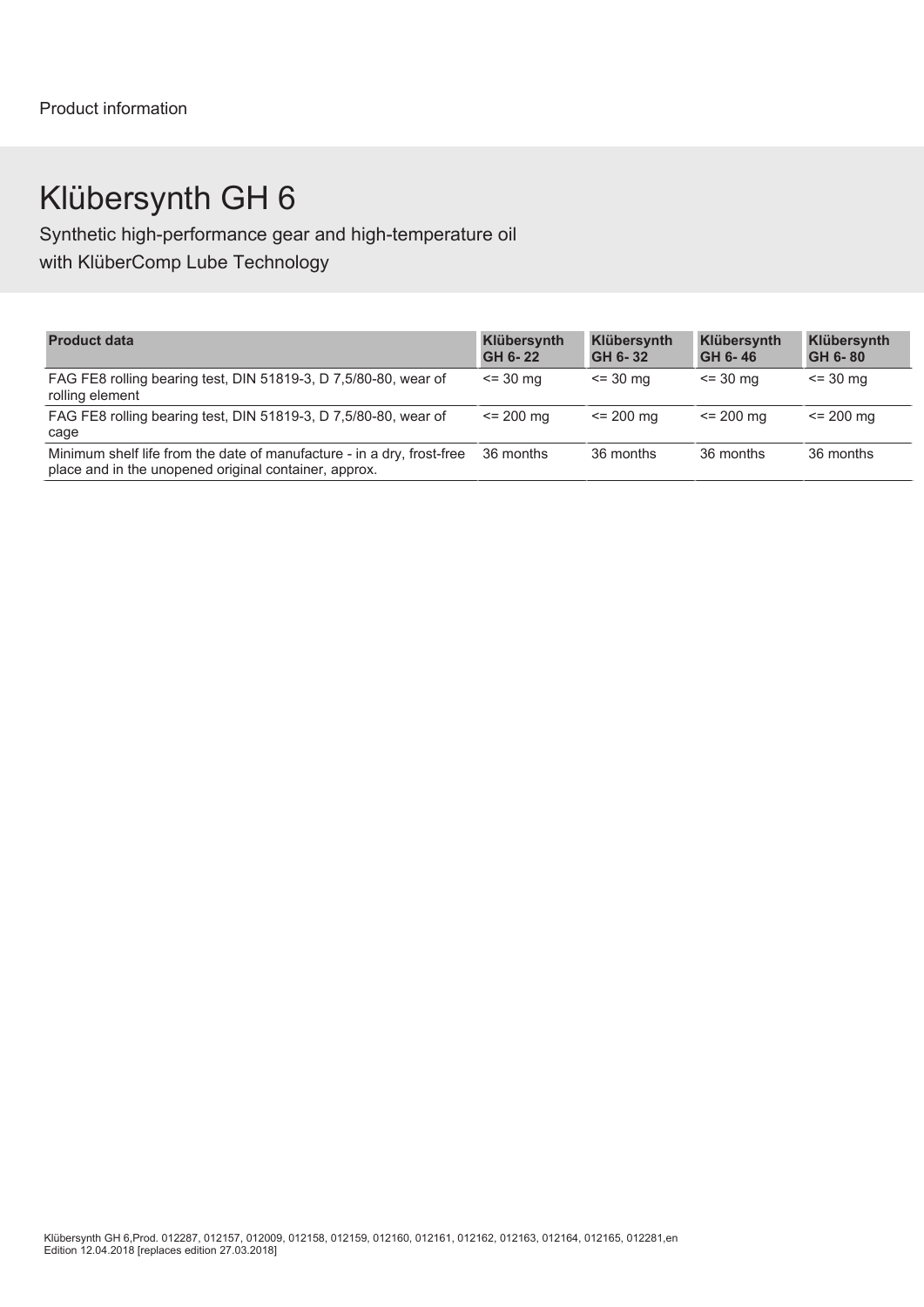Product information

# Klübersynth GH 6

Synthetic high-performance gear and high-temperature oil
with KlüberComp Lube Technology

| Product data | Klübersynth GH 6- 22 | Klübersynth GH 6- 32 | Klübersynth GH 6- 46 | Klübersynth GH 6- 80 |
|---|---|---|---|---|
| FAG FE8 rolling bearing test, DIN 51819-3, D 7,5/80-80, wear of rolling element | <= 30 mg | <= 30 mg | <= 30 mg | <= 30 mg |
| FAG FE8 rolling bearing test, DIN 51819-3, D 7,5/80-80, wear of cage | <= 200 mg | <= 200 mg | <= 200 mg | <= 200 mg |
| Minimum shelf life from the date of manufacture - in a dry, frost-free place and in the unopened original container, approx. | 36 months | 36 months | 36 months | 36 months |

Klübersynth GH 6,Prod. 012287, 012157, 012009, 012158, 012159, 012160, 012161, 012162, 012163, 012164, 012165, 012281,en
Edition 12.04.2018 [replaces edition 27.03.2018]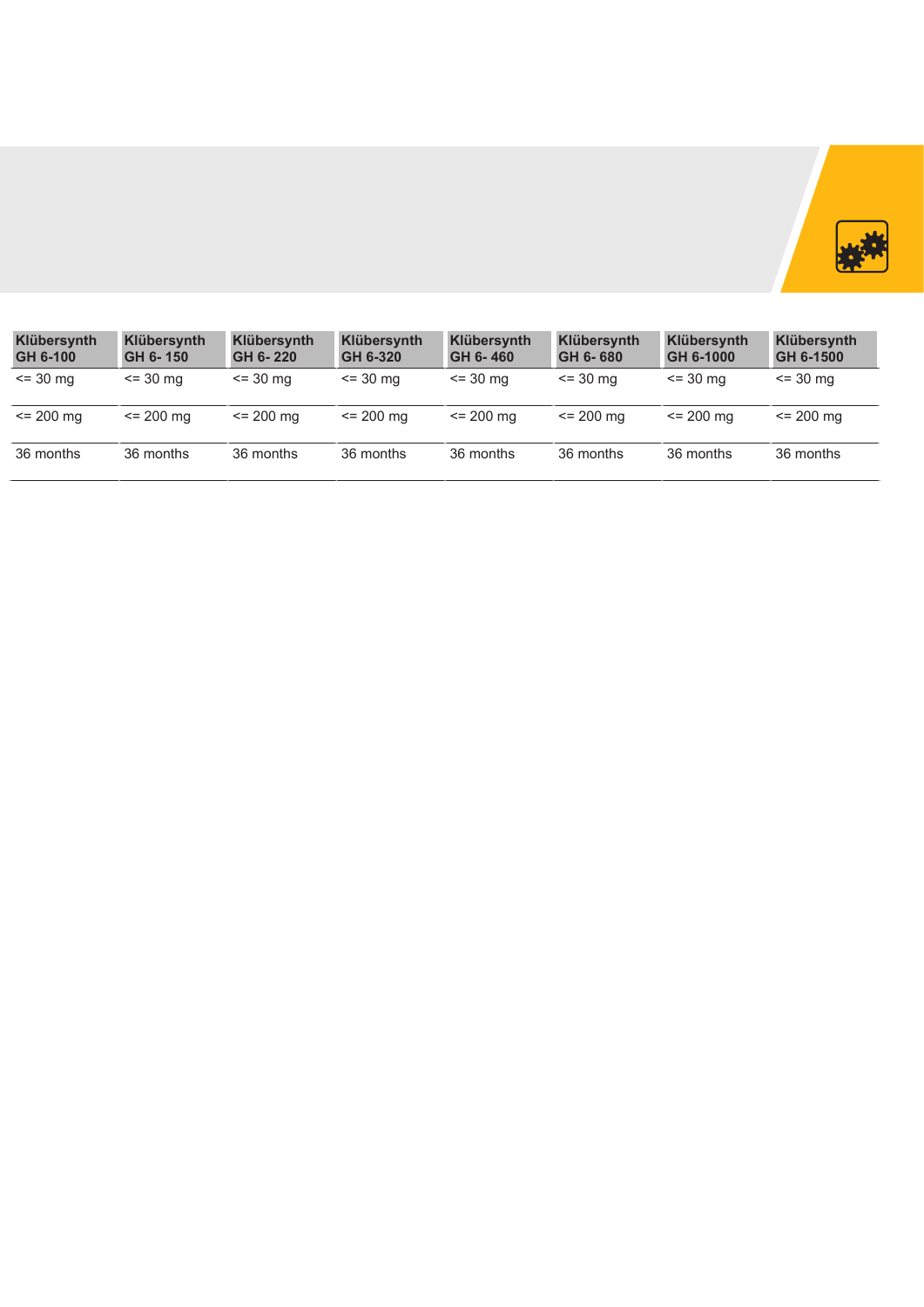| Klübersynth GH 6-100 | Klübersynth GH 6- 150 | Klübersynth GH 6- 220 | Klübersynth GH 6-320 | Klübersynth GH 6- 460 | Klübersynth GH 6- 680 | Klübersynth GH 6-1000 | Klübersynth GH 6-1500 |
|---|---|---|---|---|---|---|---|
| <= 30 mg | <= 30 mg | <= 30 mg | <= 30 mg | <= 30 mg | <= 30 mg | <= 30 mg | <= 30 mg |
| <= 200 mg | <= 200 mg | <= 200 mg | <= 200 mg | <= 200 mg | <= 200 mg | <= 200 mg | <= 200 mg |
| 36 months | 36 months | 36 months | 36 months | 36 months | 36 months | 36 months | 36 months |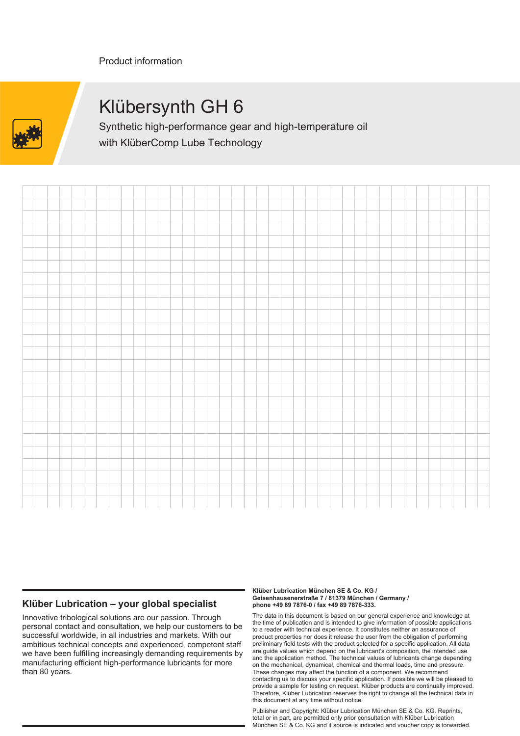Product information

# Klübersynth GH 6

Synthetic high-performance gear and high-temperature oil
with KlüberComp Lube Technology

## Klüber Lubrication – your global specialist

Innovative tribological solutions are our passion. Through personal contact and consultation, we help our customers to be successful worldwide, in all industries and markets. With our ambitious technical concepts and experienced, competent staff we have been fulfilling increasingly demanding requirements by manufacturing efficient high-performance lubricants for more than 80 years.

**Klüber Lubrication München SE & Co. KG / Geisenhausenerstraße 7 / 81379 München / Germany / phone +49 89 7876-0 / fax +49 89 7876-333.**

The data in this document is based on our general experience and knowledge at the time of publication and is intended to give information of possible applications to a reader with technical experience. It constitutes neither an assurance of product properties nor does it release the user from the obligation of performing preliminary field tests with the product selected for a specific application. All data are guide values which depend on the lubricant's composition, the intended use and the application method. The technical values of lubricants change depending on the mechanical, dynamical, chemical and thermal loads, time and pressure. These changes may affect the function of a component. We recommend contacting us to discuss your specific application. If possible we will be pleased to provide a sample for testing on request. Klüber products are continually improved. Therefore, Klüber Lubrication reserves the right to change all the technical data in this document at any time without notice.

Publisher and Copyright: Klüber Lubrication München SE & Co. KG. Reprints, total or in part, are permitted only prior consultation with Klüber Lubrication München SE & Co. KG and if source is indicated and voucher copy is forwarded.